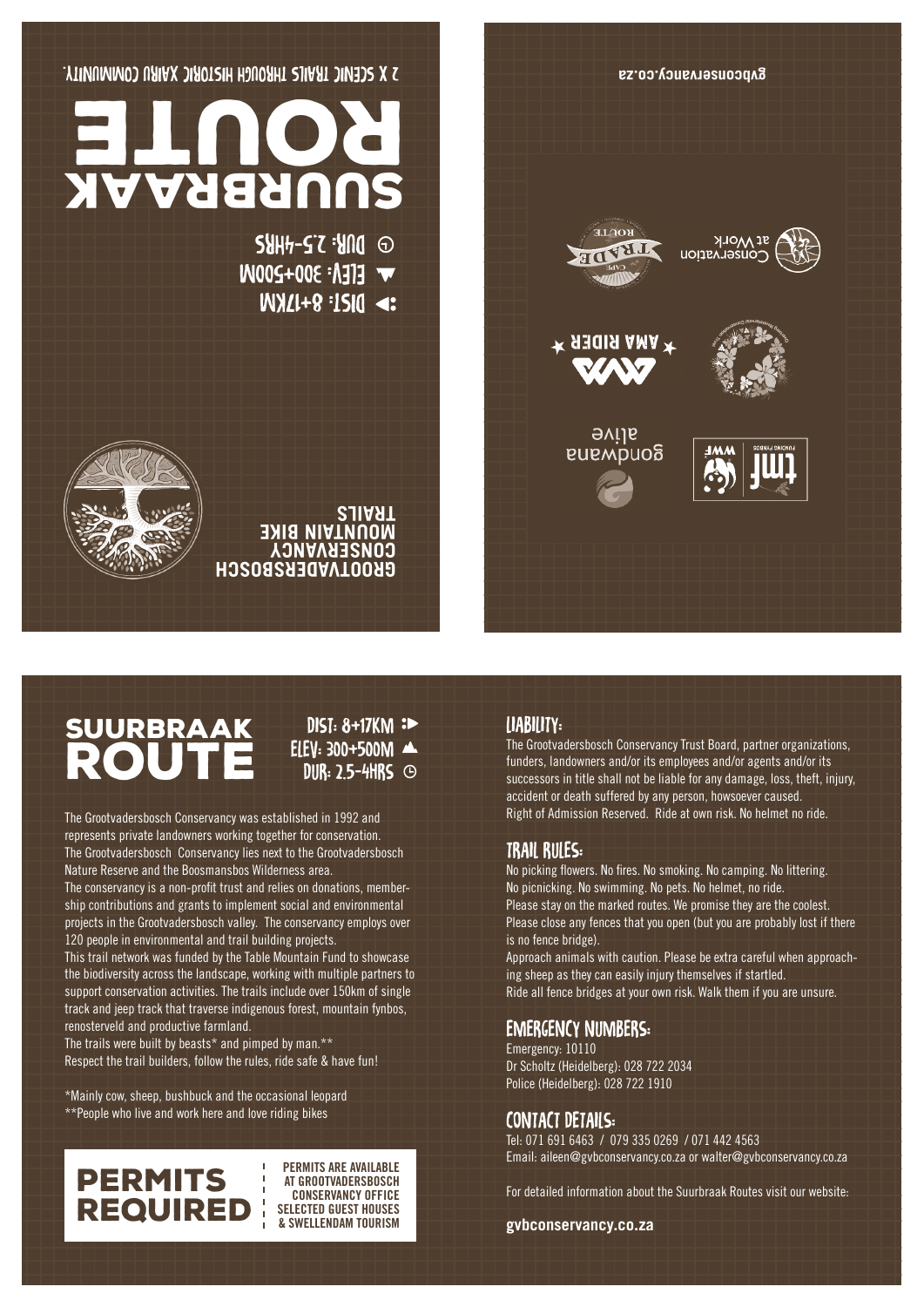# SUURBRAAK ROUTE

DIST: 8+17KM
ELEV: 300+500M
DUR: 2.5-4HRS

2 X SCENIC TRAILS THROUGH HISTORIC XAIRU COMMUNITY.

GROOTVADERSBOSCH CONSERVANCY MOUNTAIN BIKE TRAILS

gvbconservancy.co.za

The Grootvadersbosch Conservancy was established in 1992 and represents private landowners working together for conservation. The Grootvadersbosch Conservancy lies next to the Grootvadersbosch Nature Reserve and the Boosmansbos Wilderness area.
The conservancy is a non-profit trust and relies on donations, membership contributions and grants to implement social and environmental projects in the Grootvadersbosch valley. The conservancy employs over 120 people in environmental and trail building projects.
This trail network was funded by the Table Mountain Fund to showcase the biodiversity across the landscape, working with multiple partners to support conservation activities. The trails include over 150km of single track and jeep track that traverse indigenous forest, mountain fynbos, renosterveld and productive farmland.
The trails were built by beasts* and pimped by man.**
Respect the trail builders, follow the rules, ride safe & have fun!

*Mainly cow, sheep, bushbuck and the occasional leopard
**People who live and work here and love riding bikes

## PERMITS REQUIRED

PERMITS ARE AVAILABLE AT GROOTVADERSBOSCH CONSERVANCY OFFICE SELECTED GUEST HOUSES & SWELLENDAM TOURISM

## LIABILITY:

The Grootvadersbosch Conservancy Trust Board, partner organizations, funders, landowners and/or its employees and/or agents and/or its successors in title shall not be liable for any damage, loss, theft, injury, accident or death suffered by any person, howsoever caused.
Right of Admission Reserved. Ride at own risk. No helmet no ride.

## TRAIL RULES:

No picking flowers. No fires. No smoking. No camping. No littering.
No picnicking. No swimming. No pets. No helmet, no ride.
Please stay on the marked routes. We promise they are the coolest.
Please close any fences that you open (but you are probably lost if there is no fence bridge).
Approach animals with caution. Please be extra careful when approaching sheep as they can easily injury themselves if startled.
Ride all fence bridges at your own risk. Walk them if you are unsure.

## EMERGENCY NUMBERS:

Emergency: 10110
Dr Scholtz (Heidelberg): 028 722 2034
Police (Heidelberg): 028 722 1910

## CONTACT DETAILS:

Tel: 071 691 6463 / 079 335 0269 / 071 442 4563
Email: aileen@gvbconservancy.co.za or walter@gvbconservancy.co.za

For detailed information about the Suurbraak Routes visit our website:

**gvbconservancy.co.za**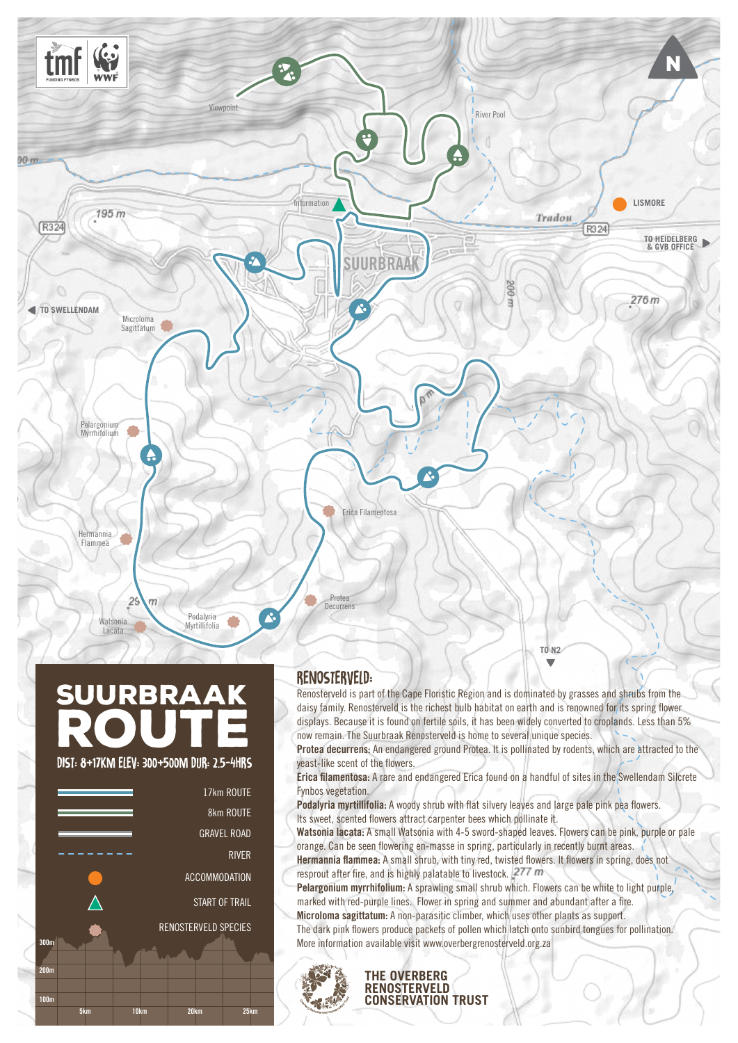tmf FUNDING FYNBOS

WWF

N

Viewpoint

River Pool

Information

LISMORE

195 m

R324

Tradou

R324

TO HEIDELBERG & GVB OFFICE

SUURBRAAK

200 m

276 m

TO SWELLENDAM

Microloma Sagittatum

Pelargonium Myrrhifolium

Erica Filamentosa

Hermannia Flammea

29 m

Protea Decurrens

Watsonia Lacata

Podalyria Myrtillifolia

TO N2

# SUURBRAAK ROUTE

DIST: 8+17KM ELEV: 300+500M DUR: 2.5-4HRS

17km ROUTE

8km ROUTE

GRAVEL ROAD

RIVER

ACCOMMODATION

START OF TRAIL

RENOSTERVELD SPECIES

300m
200m
100m
5km
10km
20km
25km

## RENOSTERVELD:

Renosterveld is part of the Cape Floristic Region and is dominated by grasses and shrubs from the daisy family. Renosterveld is the richest bulb habitat on earth and is renowned for its spring flower displays. Because it is found on fertile soils, it has been widely converted to croplands. Less than 5% now remain. The Suurbraak Renosterveld is home to several unique species.

**Protea decurrens:** An endangered ground Protea. It is pollinated by rodents, which are attracted to the yeast-like scent of the flowers.

**Erica filamentosa:** A rare and endangered Erica found on a handful of sites in the Swellendam Silcrete Fynbos vegetation.

**Podalyria myrtillifolia:** A woody shrub with flat silvery leaves and large pale pink pea flowers. Its sweet, scented flowers attract carpenter bees which pollinate it.

**Watsonia lacata:** A small Watsonia with 4-5 sword-shaped leaves. Flowers can be pink, purple or pale orange. Can be seen flowering en-masse in spring, particularly in recently burnt areas.

**Hermannia flammea:** A small shrub, with tiny red, twisted flowers. It flowers in spring, does not resprout after fire, and is highly palatable to livestock.

**Pelargonium myrrhifolium:** A sprawling small shrub which. Flowers can be white to light purple, marked with red-purple lines. Flower in spring and summer and abundant after a fire.

**Microloma sagittatum:** A non-parasitic climber, which uses other plants as support. The dark pink flowers produce packets of pollen which latch onto sunbird tongues for pollination.

More information available visit www.overbergrenosterveld.org.za

277 m

THE OVERBERG RENOSTERVELD CONSERVATION TRUST